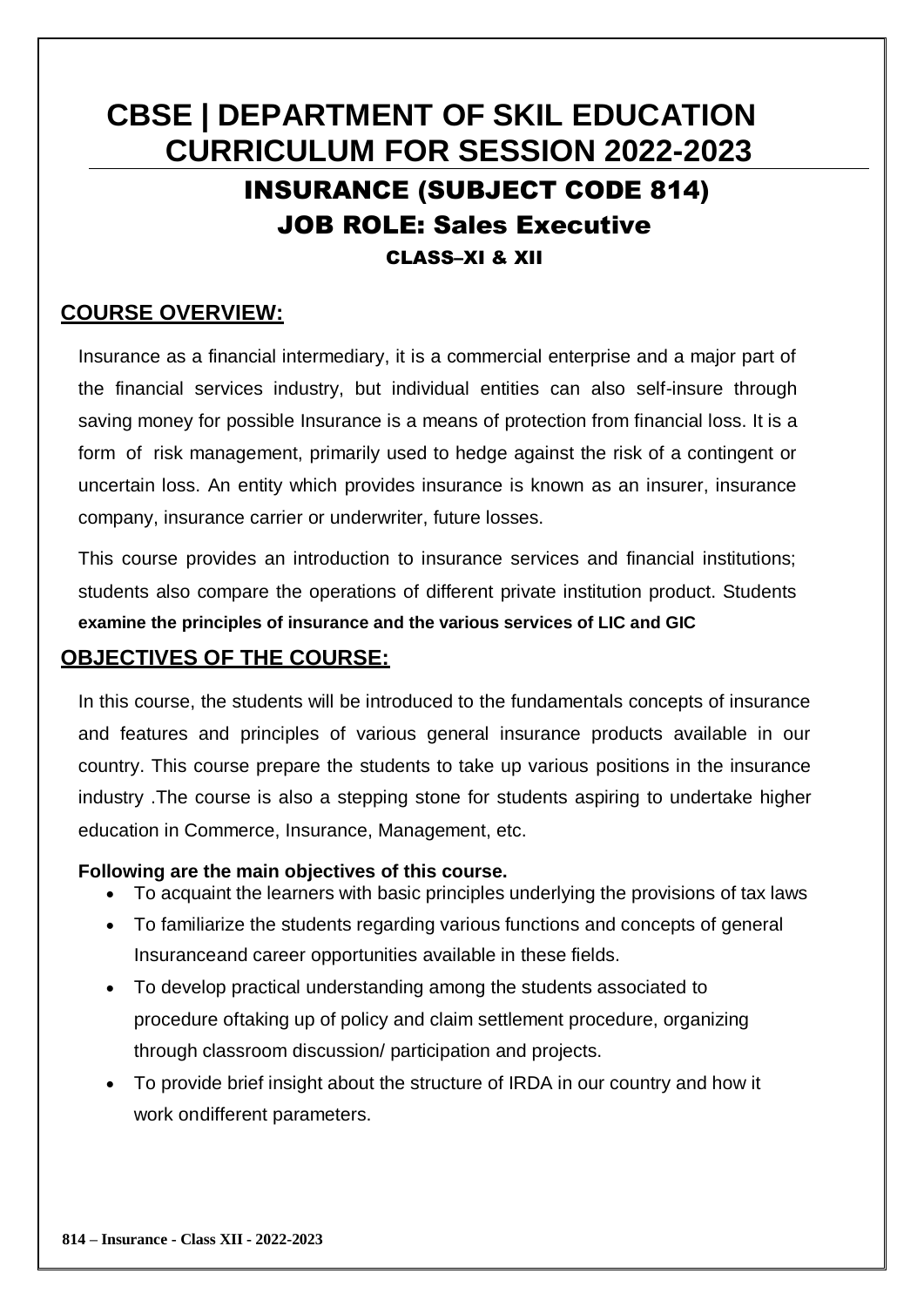# CBSE | DEPARTMENT OF SKIL EDUCATION CURRICULUM FOR SESSION 2022-2023

## INSURANCE (SUBJECT CODE 814)

## JOB ROLE: Sales Executive

### CLASS–XI & XII

## COURSE OVERVIEW:

Insurance as a financial intermediary, it is a commercial enterprise and a major part of the financial services industry, but individual entities can also self-insure through saving money for possible Insurance is a means of protection from financial loss. It is a form of risk management, primarily used to hedge against the risk of a contingent or uncertain loss. An entity which provides insurance is known as an insurer, insurance company, insurance carrier or underwriter, future losses.

This course provides an introduction to insurance services and financial institutions; students also compare the operations of different private institution product. Students **examine the principles of insurance and the various services of LIC and GIC**

## OBJECTIVES OF THE COURSE:

In this course, the students will be introduced to the fundamentals concepts of insurance and features and principles of various general insurance products available in our country. This course prepare the students to take up various positions in the insurance industry .The course is also a stepping stone for students aspiring to undertake higher education in Commerce, Insurance, Management, etc.

**Following are the main objectives of this course.**

- To acquaint the learners with basic principles underlying the provisions of tax laws
- To familiarize the students regarding various functions and concepts of general Insuranceand career opportunities available in these fields.
- To develop practical understanding among the students associated to procedure oftaking up of policy and claim settlement procedure, organizing through classroom discussion/ participation and projects.
- To provide brief insight about the structure of IRDA in our country and how it work ondifferent parameters.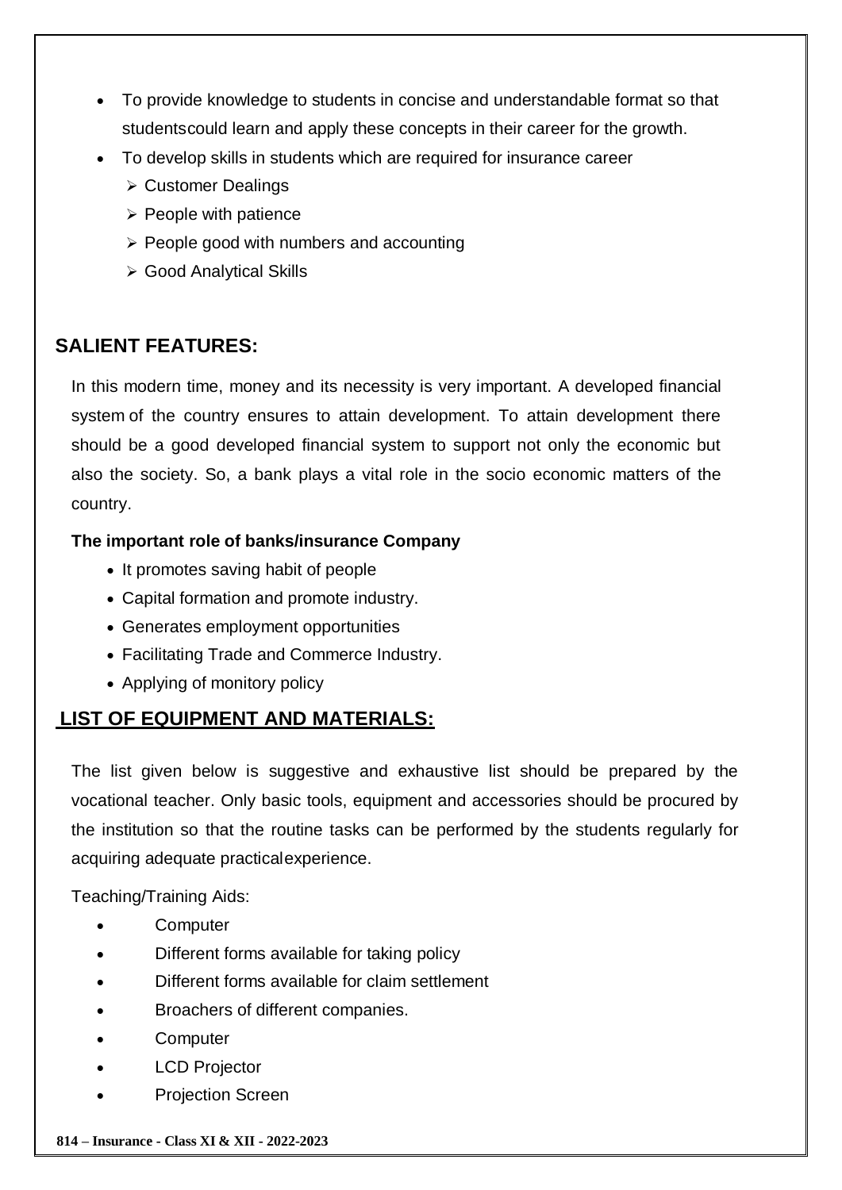- To provide knowledge to students in concise and understandable format so that studentscould learn and apply these concepts in their career for the growth.
- To develop skills in students which are required for insurance career
  - Customer Dealings
  - People with patience
  - People good with numbers and accounting
  - Good Analytical Skills

## SALIENT FEATURES:

In this modern time, money and its necessity is very important. A developed financial system of the country ensures to attain development. To attain development there should be a good developed financial system to support not only the economic but also the society. So, a bank plays a vital role in the socio economic matters of the country.

**The important role of banks/insurance Company**

- It promotes saving habit of people
- Capital formation and promote industry.
- Generates employment opportunities
- Facilitating Trade and Commerce Industry.
- Applying of monitory policy

## LIST OF EQUIPMENT AND MATERIALS:

The list given below is suggestive and exhaustive list should be prepared by the vocational teacher. Only basic tools, equipment and accessories should be procured by the institution so that the routine tasks can be performed by the students regularly for acquiring adequate practicalexperience.

Teaching/Training Aids:

- Computer
- Different forms available for taking policy
- Different forms available for claim settlement
- Broachers of different companies.
- Computer
- LCD Projector
- Projection Screen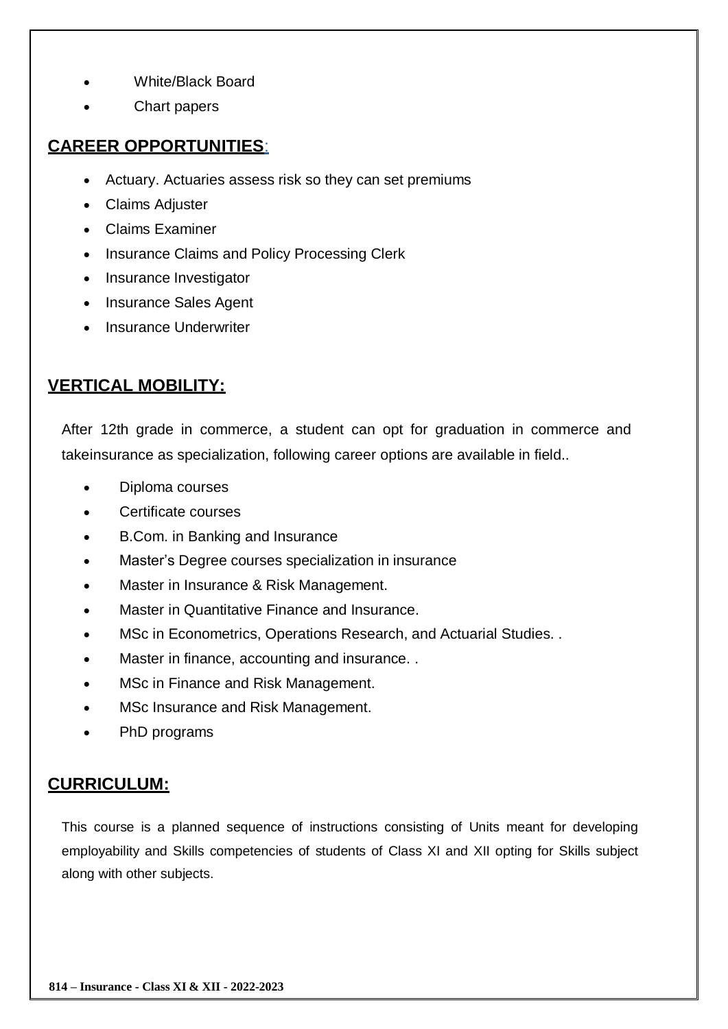- White/Black Board
- Chart papers

## CAREER OPPORTUNITIES:

- Actuary. Actuaries assess risk so they can set premiums
- Claims Adjuster
- Claims Examiner
- Insurance Claims and Policy Processing Clerk
- Insurance Investigator
- Insurance Sales Agent
- Insurance Underwriter

## VERTICAL MOBILITY:

After 12th grade in commerce, a student can opt for graduation in commerce and takeinsurance as specialization, following career options are available in field..

- Diploma courses
- Certificate courses
- B.Com. in Banking and Insurance
- Master's Degree courses specialization in insurance
- Master in Insurance & Risk Management.
- Master in Quantitative Finance and Insurance.
- MSc in Econometrics, Operations Research, and Actuarial Studies. .
- Master in finance, accounting and insurance. .
- MSc in Finance and Risk Management.
- MSc Insurance and Risk Management.
- PhD programs

## CURRICULUM:

This course is a planned sequence of instructions consisting of Units meant for developing employability and Skills competencies of students of Class XI and XII opting for Skills subject along with other subjects.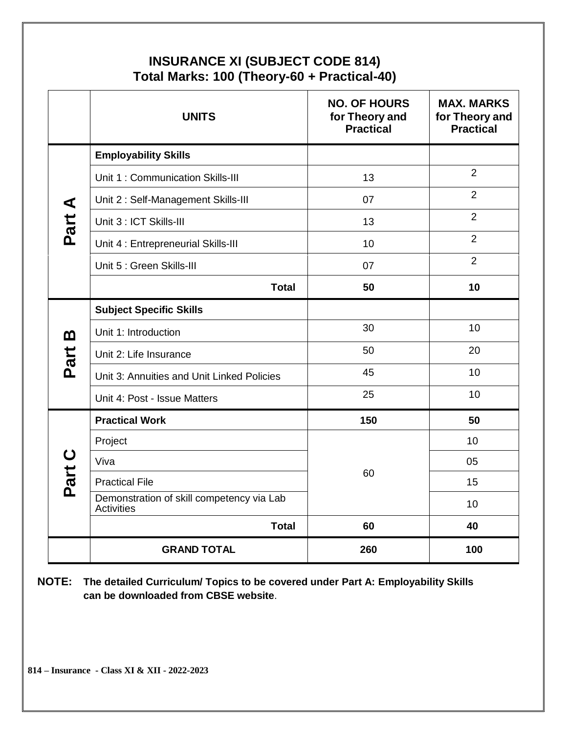# INSURANCE XI (SUBJECT CODE 814)
## Total Marks: 100 (Theory-60 + Practical-40)

| | UNITS | NO. OF HOURS for Theory and Practical | MAX. MARKS for Theory and Practical |
|---|---|---|---|
| Part A | **Employability Skills** | | |
| | Unit 1 : Communication Skills-III | 13 | 2 |
| | Unit 2 : Self-Management Skills-III | 07 | 2 |
| | Unit 3 : ICT Skills-III | 13 | 2 |
| | Unit 4 : Entrepreneurial Skills-III | 10 | 2 |
| | Unit 5 : Green Skills-III | 07 | 2 |
| | **Total** | **50** | **10** |
| Part B | **Subject Specific Skills** | | |
| | Unit 1: Introduction | 30 | 10 |
| | Unit 2: Life Insurance | 50 | 20 |
| | Unit 3: Annuities and Unit Linked Policies | 45 | 10 |
| | Unit 4: Post - Issue Matters | 25 | 10 |
| Part C | **Practical Work** | **150** | **50** |
| | Project | 60 | 10 |
| | Viva | | 05 |
| | Practical File | | 15 |
| | Demonstration of skill competency via Lab Activities | | 10 |
| | **Total** | **60** | **40** |
| | **GRAND TOTAL** | **260** | **100** |

**NOTE: The detailed Curriculum/ Topics to be covered under Part A: Employability Skills can be downloaded from CBSE website**.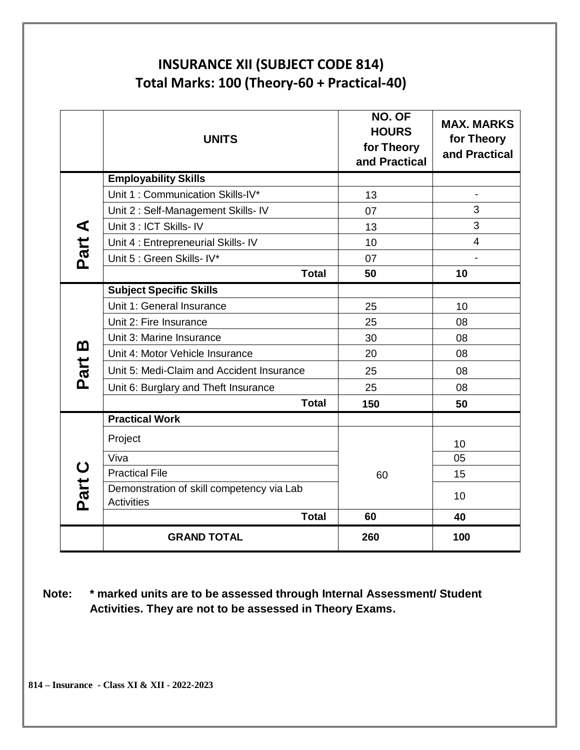# INSURANCE XII (SUBJECT CODE 814)

## Total Marks: 100 (Theory-60 + Practical-40)

| | UNITS | NO. OF HOURS for Theory and Practical | MAX. MARKS for Theory and Practical |
|---|---|---|---|
| Part A | **Employability Skills** | | |
| | Unit 1 : Communication Skills-IV* | 13 | - |
| | Unit 2 : Self-Management Skills- IV | 07 | 3 |
| | Unit 3 : ICT Skills- IV | 13 | 3 |
| | Unit 4 : Entrepreneurial Skills- IV | 10 | 4 |
| | Unit 5 : Green Skills- IV* | 07 | - |
| | **Total** | **50** | **10** |
| Part B | **Subject Specific Skills** | | |
| | Unit 1: General Insurance | 25 | 10 |
| | Unit 2: Fire Insurance | 25 | 08 |
| | Unit 3: Marine Insurance | 30 | 08 |
| | Unit 4: Motor Vehicle Insurance | 20 | 08 |
| | Unit 5: Medi-Claim and Accident Insurance | 25 | 08 |
| | Unit 6: Burglary and Theft Insurance | 25 | 08 |
| | **Total** | **150** | **50** |
| Part C | **Practical Work** | | |
| | Project | 60 | 10 |
| | Viva | | 05 |
| | Practical File | | 15 |
| | Demonstration of skill competency via Lab Activities | | 10 |
| | **Total** | **60** | **40** |
| | **GRAND TOTAL** | **260** | **100** |

**Note: * marked units are to be assessed through Internal Assessment/ Student Activities. They are not to be assessed in Theory Exams.**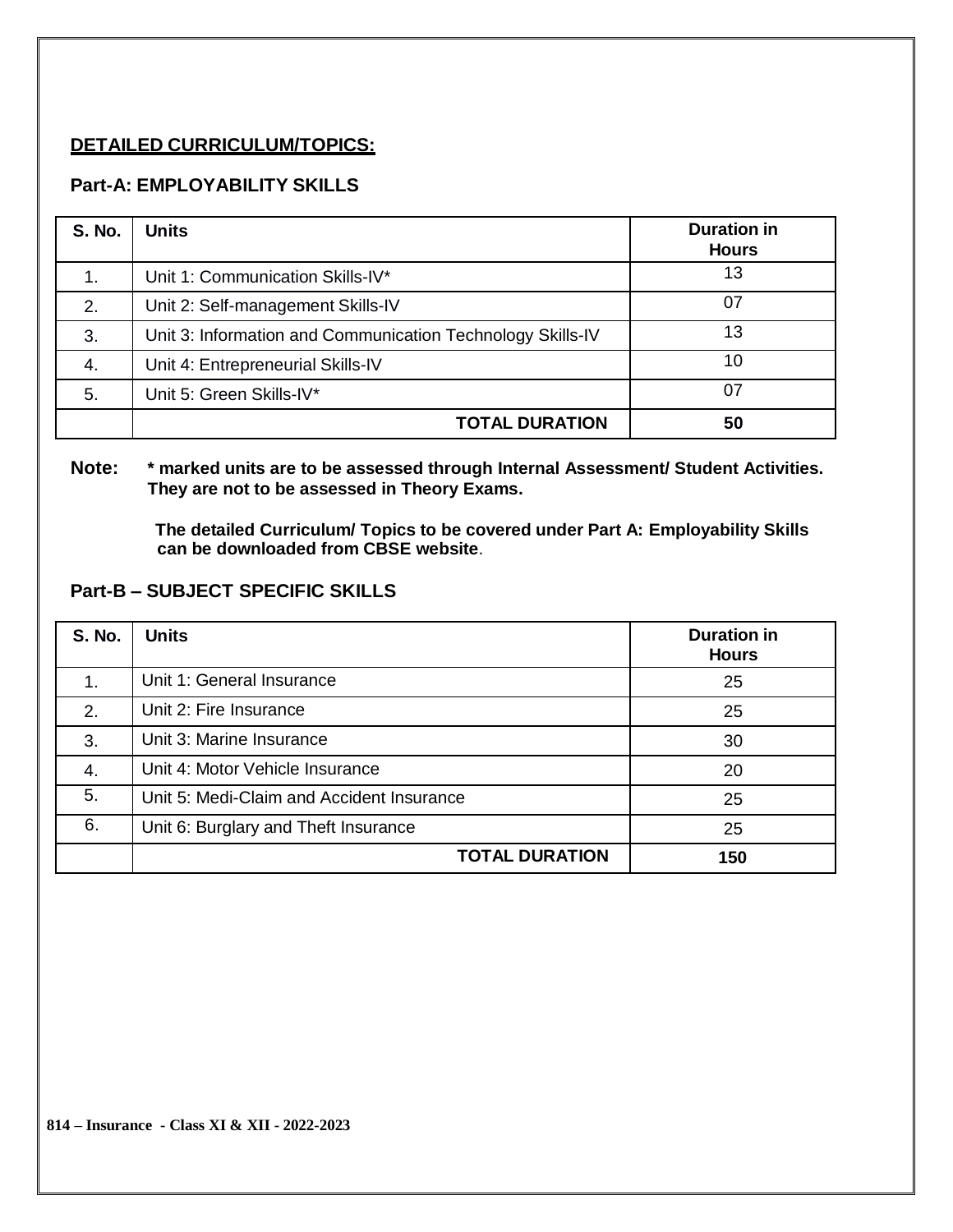## DETAILED CURRICULUM/TOPICS:

### Part-A: EMPLOYABILITY SKILLS

| S. No. | Units | Duration in Hours |
|---|---|---|
| 1. | Unit 1: Communication Skills-IV* | 13 |
| 2. | Unit 2: Self-management Skills-IV | 07 |
| 3. | Unit 3: Information and Communication Technology Skills-IV | 13 |
| 4. | Unit 4: Entrepreneurial Skills-IV | 10 |
| 5. | Unit 5: Green Skills-IV* | 07 |
| | **TOTAL DURATION** | **50** |

**Note: * marked units are to be assessed through Internal Assessment/ Student Activities. They are not to be assessed in Theory Exams.**

**The detailed Curriculum/ Topics to be covered under Part A: Employability Skills can be downloaded from CBSE website**.

### Part-B – SUBJECT SPECIFIC SKILLS

| S. No. | Units | Duration in Hours |
|---|---|---|
| 1. | Unit 1: General Insurance | 25 |
| 2. | Unit 2: Fire Insurance | 25 |
| 3. | Unit 3: Marine Insurance | 30 |
| 4. | Unit 4: Motor Vehicle Insurance | 20 |
| 5. | Unit 5: Medi-Claim and Accident Insurance | 25 |
| 6. | Unit 6: Burglary and Theft Insurance | 25 |
| | **TOTAL DURATION** | **150** |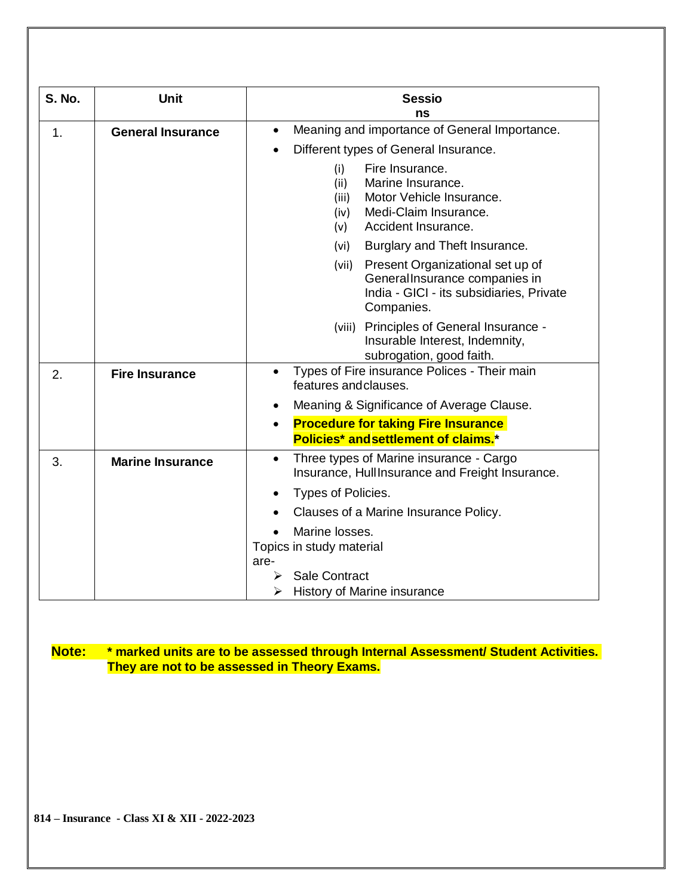| S. No. | Unit | Sessions |
|---|---|---|
| 1. | **General Insurance** | • Meaning and importance of General Importance.<br>• Different types of General Insurance.<br>(i) Fire Insurance.<br>(ii) Marine Insurance.<br>(iii) Motor Vehicle Insurance.<br>(iv) Medi-Claim Insurance.<br>(v) Accident Insurance.<br>(vi) Burglary and Theft Insurance.<br>(vii) Present Organizational set up of General Insurance companies in India - GICI - its subsidiaries, Private Companies.<br>(viii) Principles of General Insurance - Insurable Interest, Indemnity, subrogation, good faith. |
| 2. | **Fire Insurance** | • Types of Fire insurance Polices - Their main features and clauses.<br>• Meaning & Significance of Average Clause.<br>• **Procedure for taking Fire Insurance Policies* and settlement of claims.*** |
| 3. | **Marine Insurance** | • Three types of Marine insurance - Cargo Insurance, Hull Insurance and Freight Insurance.<br>• Types of Policies.<br>• Clauses of a Marine Insurance Policy.<br>• Marine losses.<br>Topics in study material are-<br>➢ Sale Contract<br>➢ History of Marine insurance |

**Note:** **\* marked units are to be assessed through Internal Assessment/ Student Activities. They are not to be assessed in Theory Exams.**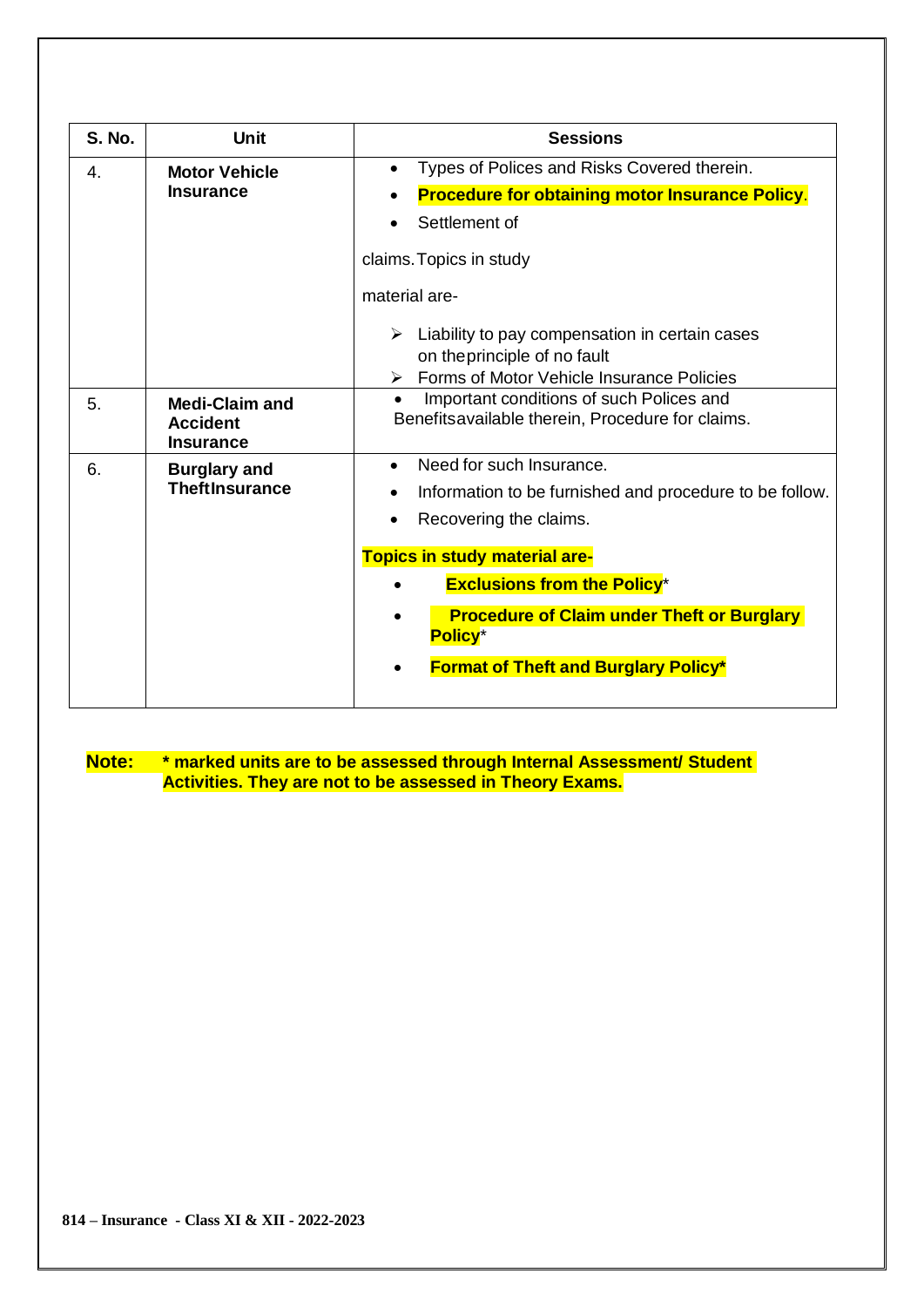| S. No. | Unit | Sessions |
|---|---|---|
| 4. | **Motor Vehicle Insurance** | • Types of Polices and Risks Covered therein.<br>• **Procedure for obtaining motor Insurance Policy**.<br>• Settlement of<br>claims. Topics in study<br>material are-<br>➢ Liability to pay compensation in certain cases on theprinciple of no fault<br>➢ Forms of Motor Vehicle Insurance Policies |
| 5. | **Medi-Claim and Accident Insurance** | • Important conditions of such Polices and Benefitsavailable therein, Procedure for claims. |
| 6. | **Burglary and TheftInsurance** | • Need for such Insurance.<br>• Information to be furnished and procedure to be follow.<br>• Recovering the claims.<br>**Topics in study material are-**<br>• **Exclusions from the Policy***<br>• **Procedure of Claim under Theft or Burglary Policy***<br>• **Format of Theft and Burglary Policy*** |

**Note:** **\* marked units are to be assessed through Internal Assessment/ Student Activities. They are not to be assessed in Theory Exams.**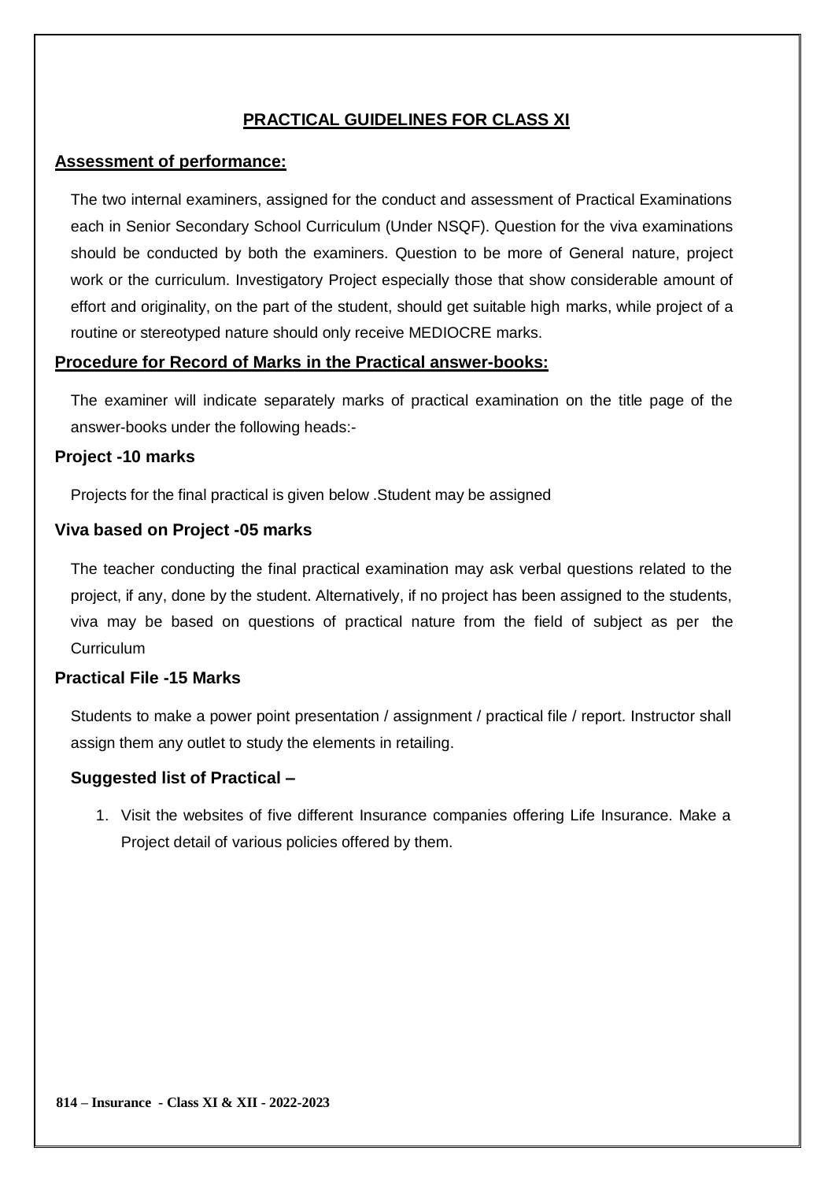## PRACTICAL GUIDELINES FOR CLASS XI

### Assessment of performance:

The two internal examiners, assigned for the conduct and assessment of Practical Examinations each in Senior Secondary School Curriculum (Under NSQF). Question for the viva examinations should be conducted by both the examiners. Question to be more of General nature, project work or the curriculum. Investigatory Project especially those that show considerable amount of effort and originality, on the part of the student, should get suitable high marks, while project of a routine or stereotyped nature should only receive MEDIOCRE marks.

### Procedure for Record of Marks in the Practical answer-books:

The examiner will indicate separately marks of practical examination on the title page of the answer-books under the following heads:-

### Project -10 marks

Projects for the final practical is given below .Student may be assigned

### Viva based on Project -05 marks

The teacher conducting the final practical examination may ask verbal questions related to the project, if any, done by the student. Alternatively, if no project has been assigned to the students, viva may be based on questions of practical nature from the field of subject as per the Curriculum

### Practical File -15 Marks

Students to make a power point presentation / assignment / practical file / report. Instructor shall assign them any outlet to study the elements in retailing.

### Suggested list of Practical –

1. Visit the websites of five different Insurance companies offering Life Insurance. Make a Project detail of various policies offered by them.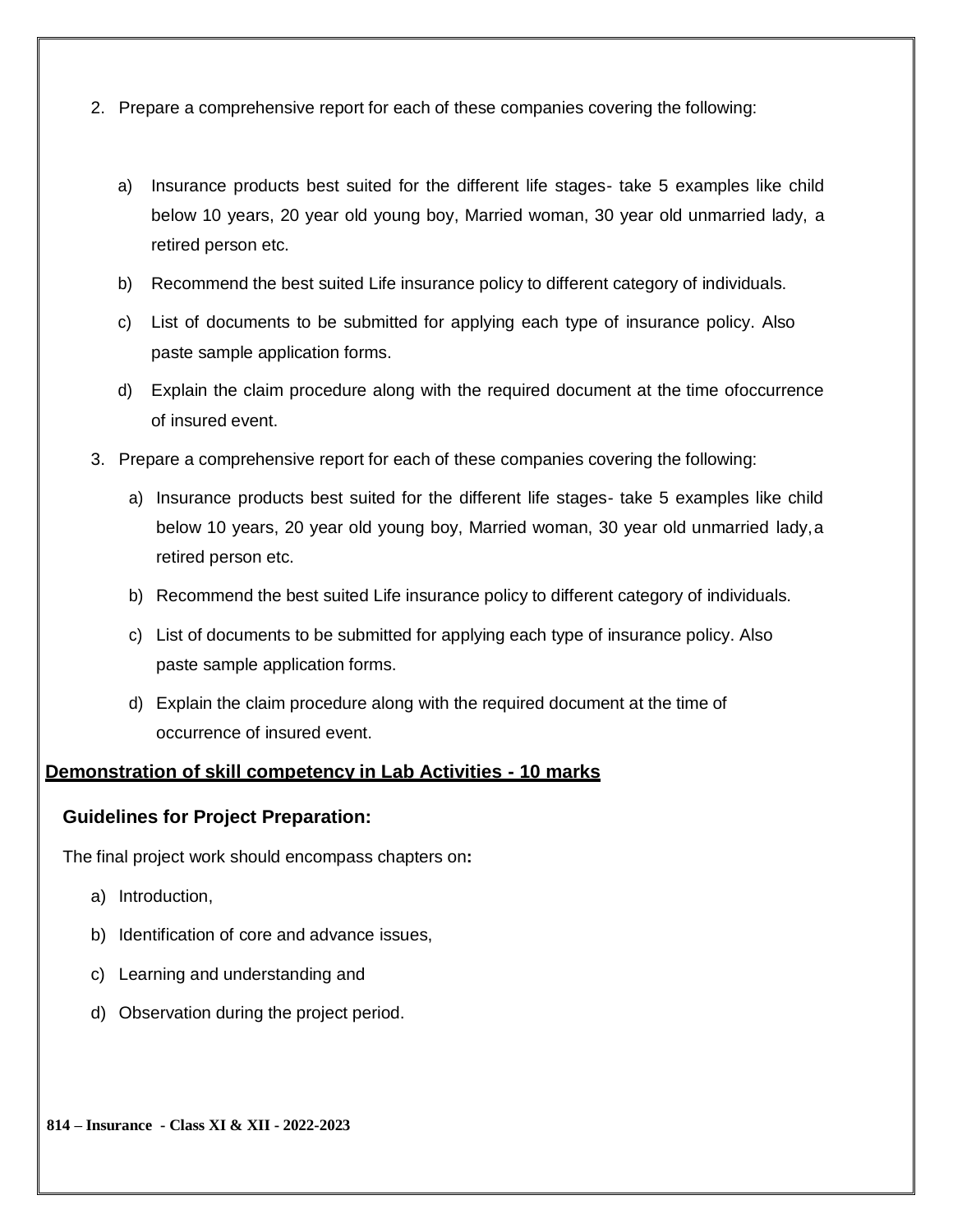2. Prepare a comprehensive report for each of these companies covering the following:

    a) Insurance products best suited for the different life stages- take 5 examples like child below 10 years, 20 year old young boy, Married woman, 30 year old unmarried lady, a retired person etc.

    b) Recommend the best suited Life insurance policy to different category of individuals.

    c) List of documents to be submitted for applying each type of insurance policy. Also paste sample application forms.

    d) Explain the claim procedure along with the required document at the time ofoccurrence of insured event.

3. Prepare a comprehensive report for each of these companies covering the following:

    a) Insurance products best suited for the different life stages- take 5 examples like child below 10 years, 20 year old young boy, Married woman, 30 year old unmarried lady, a retired person etc.

    b) Recommend the best suited Life insurance policy to different category of individuals.

    c) List of documents to be submitted for applying each type of insurance policy. Also paste sample application forms.

    d) Explain the claim procedure along with the required document at the time of occurrence of insured event.

**Demonstration of skill competency in Lab Activities - 10 marks**

### Guidelines for Project Preparation:

The final project work should encompass chapters on**:**

a) Introduction,

b) Identification of core and advance issues,

c) Learning and understanding and

d) Observation during the project period.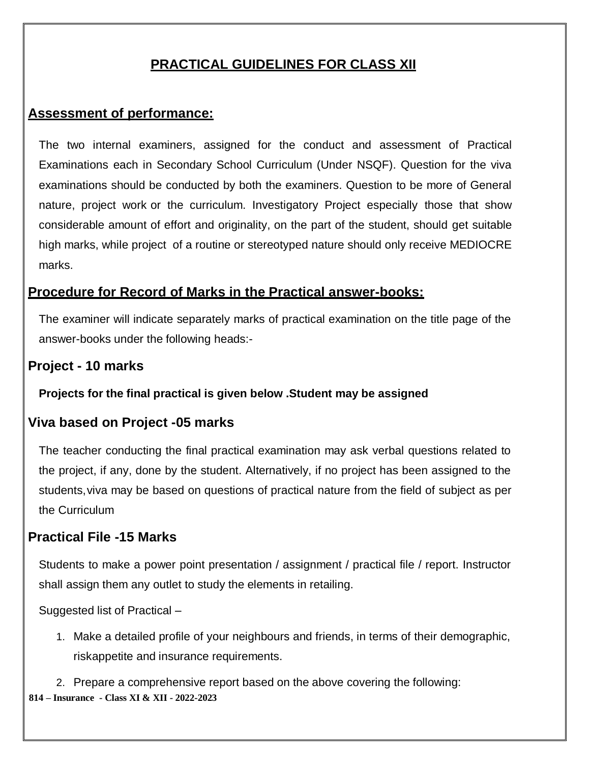# PRACTICAL GUIDELINES FOR CLASS XII

## Assessment of performance:

The two internal examiners, assigned for the conduct and assessment of Practical Examinations each in Secondary School Curriculum (Under NSQF). Question for the viva examinations should be conducted by both the examiners. Question to be more of General nature, project work or the curriculum. Investigatory Project especially those that show considerable amount of effort and originality, on the part of the student, should get suitable high marks, while project of a routine or stereotyped nature should only receive MEDIOCRE marks.

## Procedure for Record of Marks in the Practical answer-books:

The examiner will indicate separately marks of practical examination on the title page of the answer-books under the following heads:-

### Project - 10 marks

**Projects for the final practical is given below .Student may be assigned**

### Viva based on Project -05 marks

The teacher conducting the final practical examination may ask verbal questions related to the project, if any, done by the student. Alternatively, if no project has been assigned to the students,viva may be based on questions of practical nature from the field of subject as per the Curriculum

### Practical File -15 Marks

Students to make a power point presentation / assignment / practical file / report. Instructor shall assign them any outlet to study the elements in retailing.

Suggested list of Practical –

1. Make a detailed profile of your neighbours and friends, in terms of their demographic, riskappetite and insurance requirements.
2. Prepare a comprehensive report based on the above covering the following: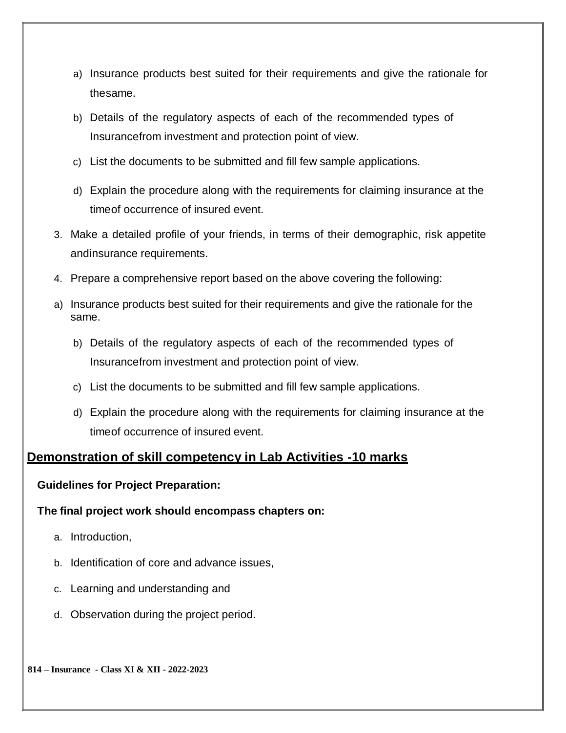a) Insurance products best suited for their requirements and give the rationale for thesame.

b) Details of the regulatory aspects of each of the recommended types of Insurancefrom investment and protection point of view.

c) List the documents to be submitted and fill few sample applications.

d) Explain the procedure along with the requirements for claiming insurance at the timeof occurrence of insured event.

3. Make a detailed profile of your friends, in terms of their demographic, risk appetite andinsurance requirements.

4. Prepare a comprehensive report based on the above covering the following:

a) Insurance products best suited for their requirements and give the rationale for the same.

b) Details of the regulatory aspects of each of the recommended types of Insurancefrom investment and protection point of view.

c) List the documents to be submitted and fill few sample applications.

d) Explain the procedure along with the requirements for claiming insurance at the timeof occurrence of insured event.

## Demonstration of skill competency in Lab Activities -10 marks

**Guidelines for Project Preparation:**

**The final project work should encompass chapters on:**

a. Introduction,

b. Identification of core and advance issues,

c. Learning and understanding and

d. Observation during the project period.